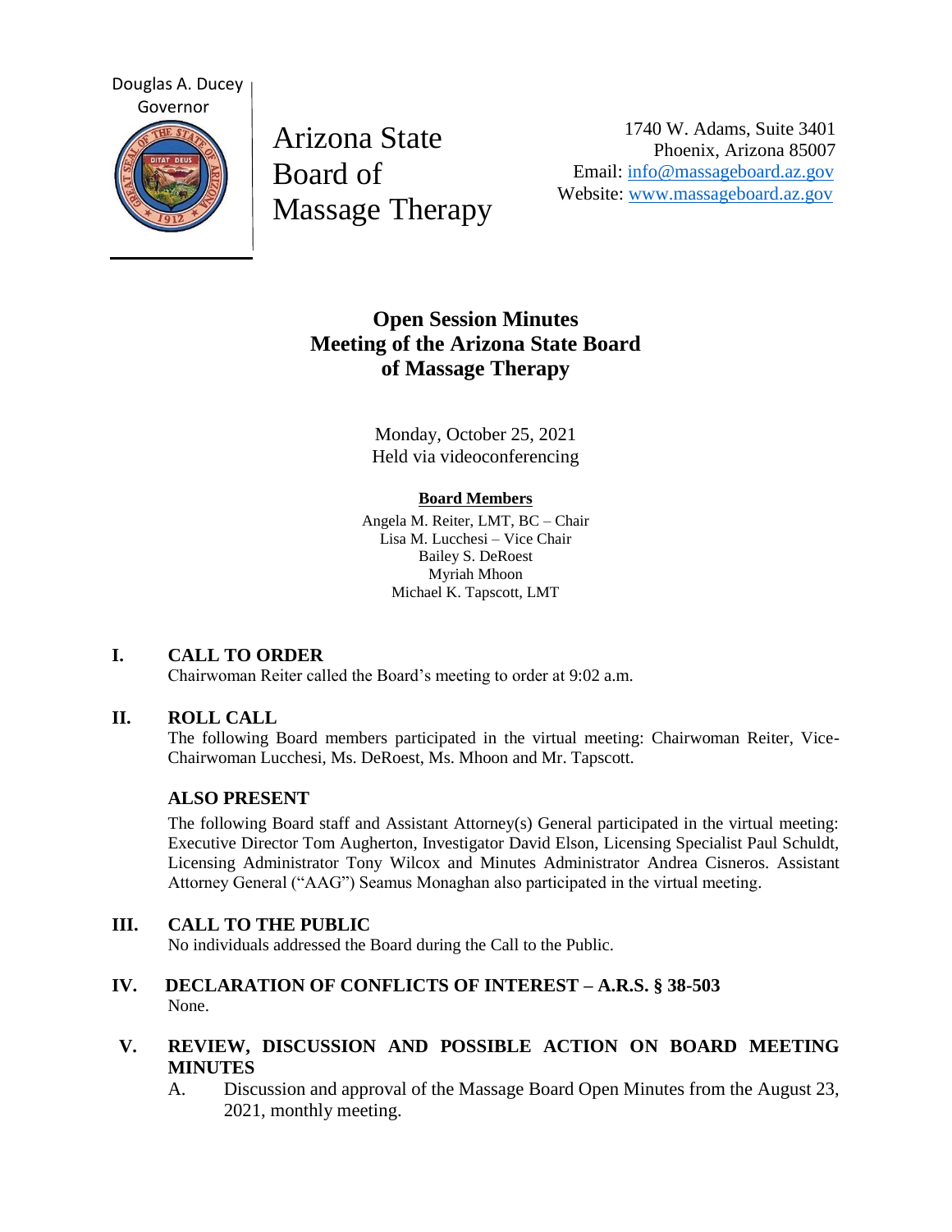Douglas A. Ducey
Governor

Arizona State Board of Massage Therapy

1740 W. Adams, Suite 3401
Phoenix, Arizona 85007
Email: info@massageboard.az.gov
Website: www.massageboard.az.gov

# Open Session Minutes
# Meeting of the Arizona State Board of Massage Therapy

Monday, October 25, 2021
Held via videoconferencing

**Board Members**

Angela M. Reiter, LMT, BC – Chair
Lisa M. Lucchesi – Vice Chair
Bailey S. DeRoest
Myriah Mhoon
Michael K. Tapscott, LMT

## I. CALL TO ORDER

Chairwoman Reiter called the Board's meeting to order at 9:02 a.m.

## II. ROLL CALL

The following Board members participated in the virtual meeting: Chairwoman Reiter, Vice-Chairwoman Lucchesi, Ms. DeRoest, Ms. Mhoon and Mr. Tapscott.

### ALSO PRESENT

The following Board staff and Assistant Attorney(s) General participated in the virtual meeting: Executive Director Tom Augherton, Investigator David Elson, Licensing Specialist Paul Schuldt, Licensing Administrator Tony Wilcox and Minutes Administrator Andrea Cisneros. Assistant Attorney General ("AAG") Seamus Monaghan also participated in the virtual meeting.

## III. CALL TO THE PUBLIC

No individuals addressed the Board during the Call to the Public.

## IV. DECLARATION OF CONFLICTS OF INTEREST – A.R.S. § 38-503

None.

## V. REVIEW, DISCUSSION AND POSSIBLE ACTION ON BOARD MEETING MINUTES

A. Discussion and approval of the Massage Board Open Minutes from the August 23, 2021, monthly meeting.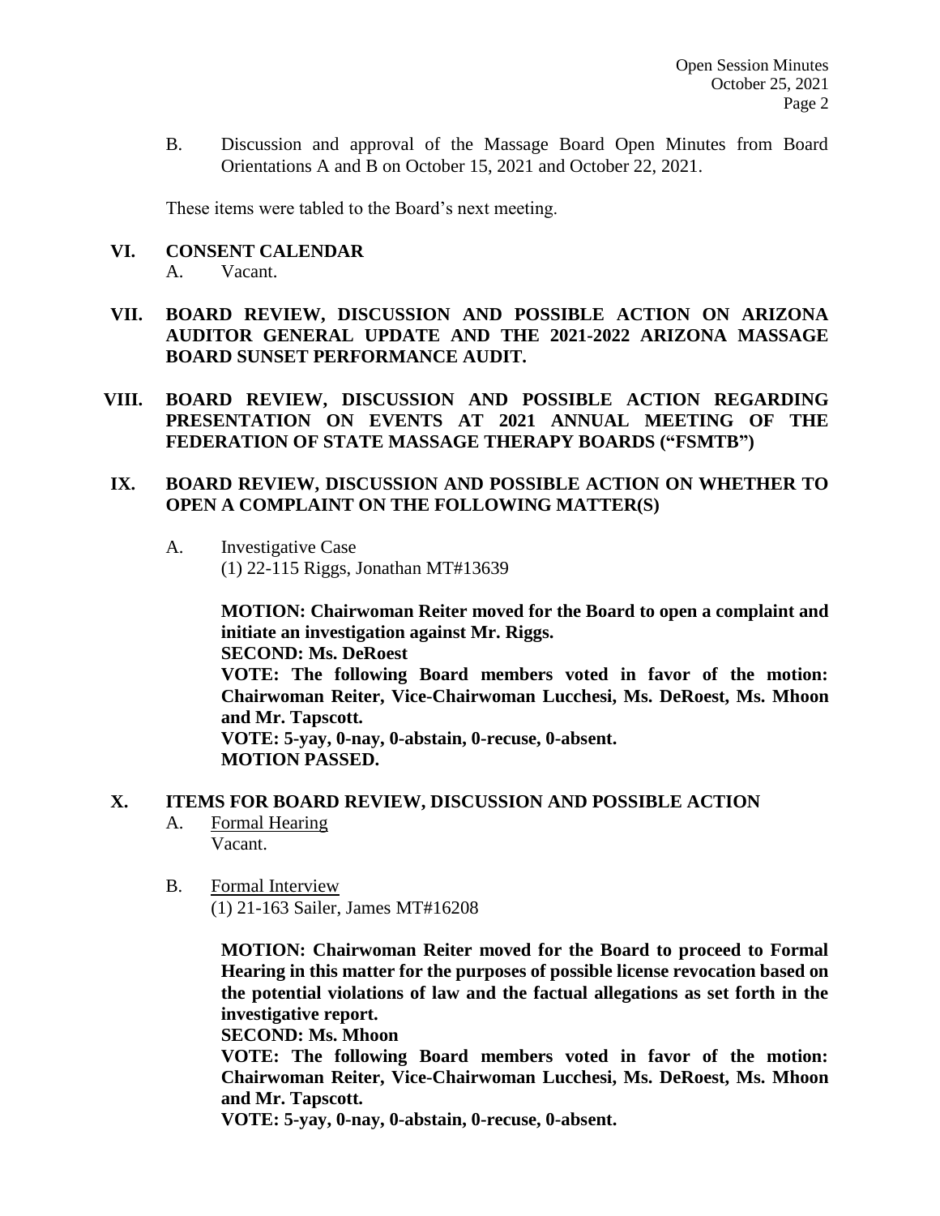B. Discussion and approval of the Massage Board Open Minutes from Board Orientations A and B on October 15, 2021 and October 22, 2021.

These items were tabled to the Board's next meeting.

## VI. CONSENT CALENDAR

A. Vacant.

## VII. BOARD REVIEW, DISCUSSION AND POSSIBLE ACTION ON ARIZONA AUDITOR GENERAL UPDATE AND THE 2021-2022 ARIZONA MASSAGE BOARD SUNSET PERFORMANCE AUDIT.

## VIII. BOARD REVIEW, DISCUSSION AND POSSIBLE ACTION REGARDING PRESENTATION ON EVENTS AT 2021 ANNUAL MEETING OF THE FEDERATION OF STATE MASSAGE THERAPY BOARDS ("FSMTB")

## IX. BOARD REVIEW, DISCUSSION AND POSSIBLE ACTION ON WHETHER TO OPEN A COMPLAINT ON THE FOLLOWING MATTER(S)

A. Investigative Case
(1) 22-115 Riggs, Jonathan MT#13639

**MOTION: Chairwoman Reiter moved for the Board to open a complaint and initiate an investigation against Mr. Riggs.**
**SECOND: Ms. DeRoest**
**VOTE: The following Board members voted in favor of the motion: Chairwoman Reiter, Vice-Chairwoman Lucchesi, Ms. DeRoest, Ms. Mhoon and Mr. Tapscott.**
**VOTE: 5-yay, 0-nay, 0-abstain, 0-recuse, 0-absent.**
**MOTION PASSED.**

## X. ITEMS FOR BOARD REVIEW, DISCUSSION AND POSSIBLE ACTION

A. Formal Hearing
Vacant.

B. Formal Interview
(1) 21-163 Sailer, James MT#16208

**MOTION: Chairwoman Reiter moved for the Board to proceed to Formal Hearing in this matter for the purposes of possible license revocation based on the potential violations of law and the factual allegations as set forth in the investigative report.**
**SECOND: Ms. Mhoon**
**VOTE: The following Board members voted in favor of the motion: Chairwoman Reiter, Vice-Chairwoman Lucchesi, Ms. DeRoest, Ms. Mhoon and Mr. Tapscott.**
**VOTE: 5-yay, 0-nay, 0-abstain, 0-recuse, 0-absent.**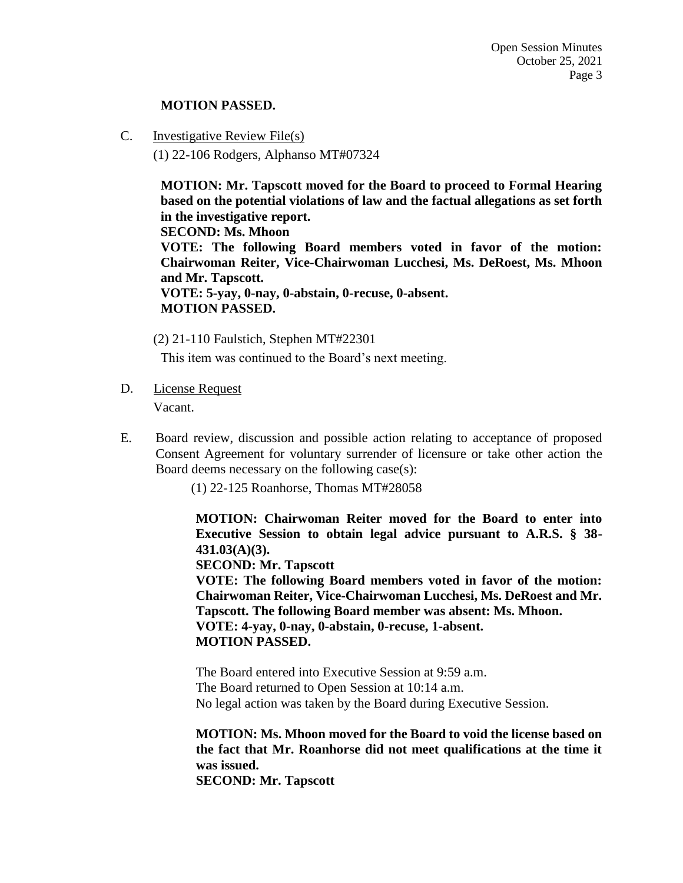**MOTION PASSED.**

C. Investigative Review File(s)

(1) 22-106 Rodgers, Alphanso MT#07324

**MOTION: Mr. Tapscott moved for the Board to proceed to Formal Hearing based on the potential violations of law and the factual allegations as set forth in the investigative report.**
**SECOND: Ms. Mhoon**
**VOTE: The following Board members voted in favor of the motion: Chairwoman Reiter, Vice-Chairwoman Lucchesi, Ms. DeRoest, Ms. Mhoon and Mr. Tapscott.**
**VOTE: 5-yay, 0-nay, 0-abstain, 0-recuse, 0-absent.**
**MOTION PASSED.**

(2) 21-110 Faulstich, Stephen MT#22301

This item was continued to the Board's next meeting.

D. License Request

Vacant.

E. Board review, discussion and possible action relating to acceptance of proposed Consent Agreement for voluntary surrender of licensure or take other action the Board deems necessary on the following case(s):

(1) 22-125 Roanhorse, Thomas MT#28058

**MOTION: Chairwoman Reiter moved for the Board to enter into Executive Session to obtain legal advice pursuant to A.R.S. § 38-431.03(A)(3).**
**SECOND: Mr. Tapscott**
**VOTE: The following Board members voted in favor of the motion: Chairwoman Reiter, Vice-Chairwoman Lucchesi, Ms. DeRoest and Mr. Tapscott. The following Board member was absent: Ms. Mhoon.**
**VOTE: 4-yay, 0-nay, 0-abstain, 0-recuse, 1-absent.**
**MOTION PASSED.**

The Board entered into Executive Session at 9:59 a.m.
The Board returned to Open Session at 10:14 a.m.
No legal action was taken by the Board during Executive Session.

**MOTION: Ms. Mhoon moved for the Board to void the license based on the fact that Mr. Roanhorse did not meet qualifications at the time it was issued.**
**SECOND: Mr. Tapscott**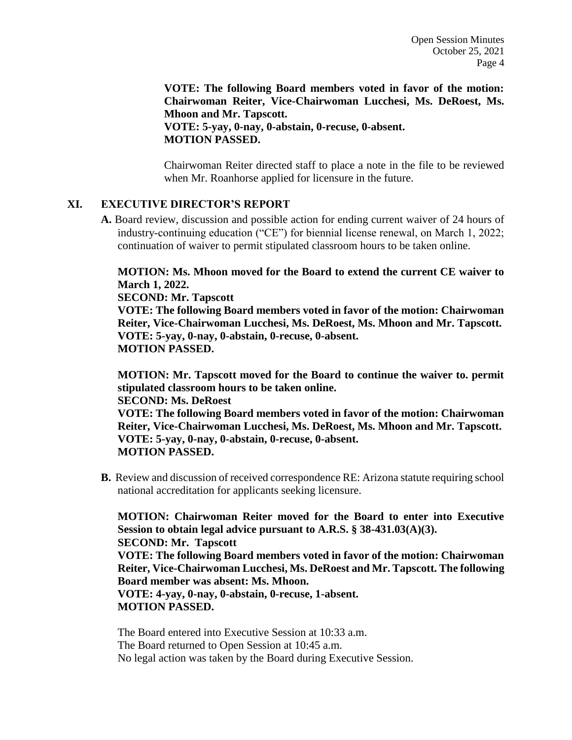**VOTE: The following Board members voted in favor of the motion: Chairwoman Reiter, Vice-Chairwoman Lucchesi, Ms. DeRoest, Ms. Mhoon and Mr. Tapscott.**
**VOTE: 5-yay, 0-nay, 0-abstain, 0-recuse, 0-absent.**
**MOTION PASSED.**

Chairwoman Reiter directed staff to place a note in the file to be reviewed when Mr. Roanhorse applied for licensure in the future.

## XI. EXECUTIVE DIRECTOR'S REPORT

**A.** Board review, discussion and possible action for ending current waiver of 24 hours of industry-continuing education ("CE") for biennial license renewal, on March 1, 2022; continuation of waiver to permit stipulated classroom hours to be taken online.

**MOTION: Ms. Mhoon moved for the Board to extend the current CE waiver to March 1, 2022.**
**SECOND: Mr. Tapscott**
**VOTE: The following Board members voted in favor of the motion: Chairwoman Reiter, Vice-Chairwoman Lucchesi, Ms. DeRoest, Ms. Mhoon and Mr. Tapscott.**
**VOTE: 5-yay, 0-nay, 0-abstain, 0-recuse, 0-absent.**
**MOTION PASSED.**

**MOTION: Mr. Tapscott moved for the Board to continue the waiver to. permit stipulated classroom hours to be taken online.**
**SECOND: Ms. DeRoest**
**VOTE: The following Board members voted in favor of the motion: Chairwoman Reiter, Vice-Chairwoman Lucchesi, Ms. DeRoest, Ms. Mhoon and Mr. Tapscott.**
**VOTE: 5-yay, 0-nay, 0-abstain, 0-recuse, 0-absent.**
**MOTION PASSED.**

**B.** Review and discussion of received correspondence RE: Arizona statute requiring school national accreditation for applicants seeking licensure.

**MOTION: Chairwoman Reiter moved for the Board to enter into Executive Session to obtain legal advice pursuant to A.R.S. § 38-431.03(A)(3).**
**SECOND: Mr. Tapscott**
**VOTE: The following Board members voted in favor of the motion: Chairwoman Reiter, Vice-Chairwoman Lucchesi, Ms. DeRoest and Mr. Tapscott. The following Board member was absent: Ms. Mhoon.**
**VOTE: 4-yay, 0-nay, 0-abstain, 0-recuse, 1-absent.**
**MOTION PASSED.**

The Board entered into Executive Session at 10:33 a.m.
The Board returned to Open Session at 10:45 a.m.
No legal action was taken by the Board during Executive Session.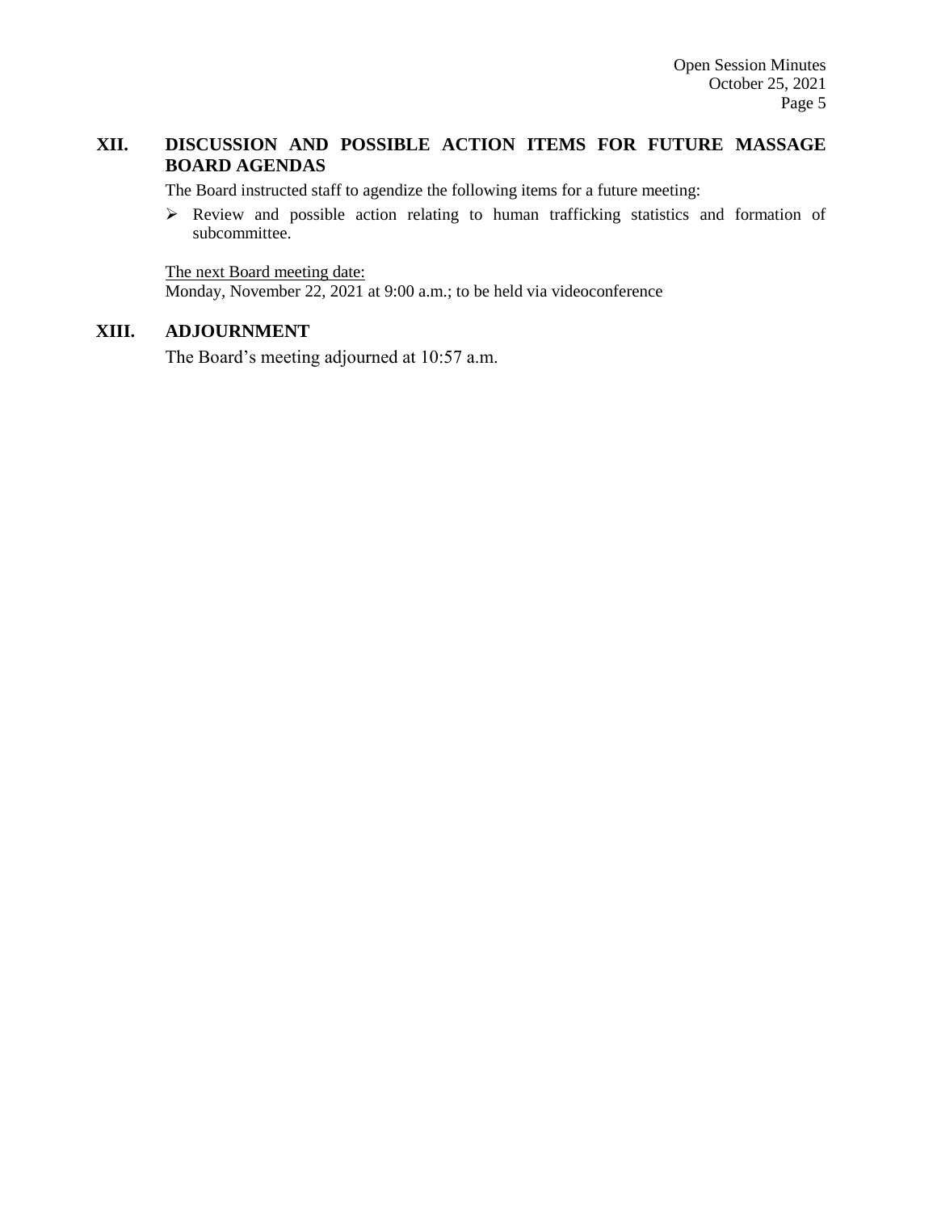## XII. DISCUSSION AND POSSIBLE ACTION ITEMS FOR FUTURE MASSAGE BOARD AGENDAS

The Board instructed staff to agendize the following items for a future meeting:

- Review and possible action relating to human trafficking statistics and formation of subcommittee.

The next Board meeting date:
Monday, November 22, 2021 at 9:00 a.m.; to be held via videoconference

## XIII. ADJOURNMENT

The Board's meeting adjourned at 10:57 a.m.